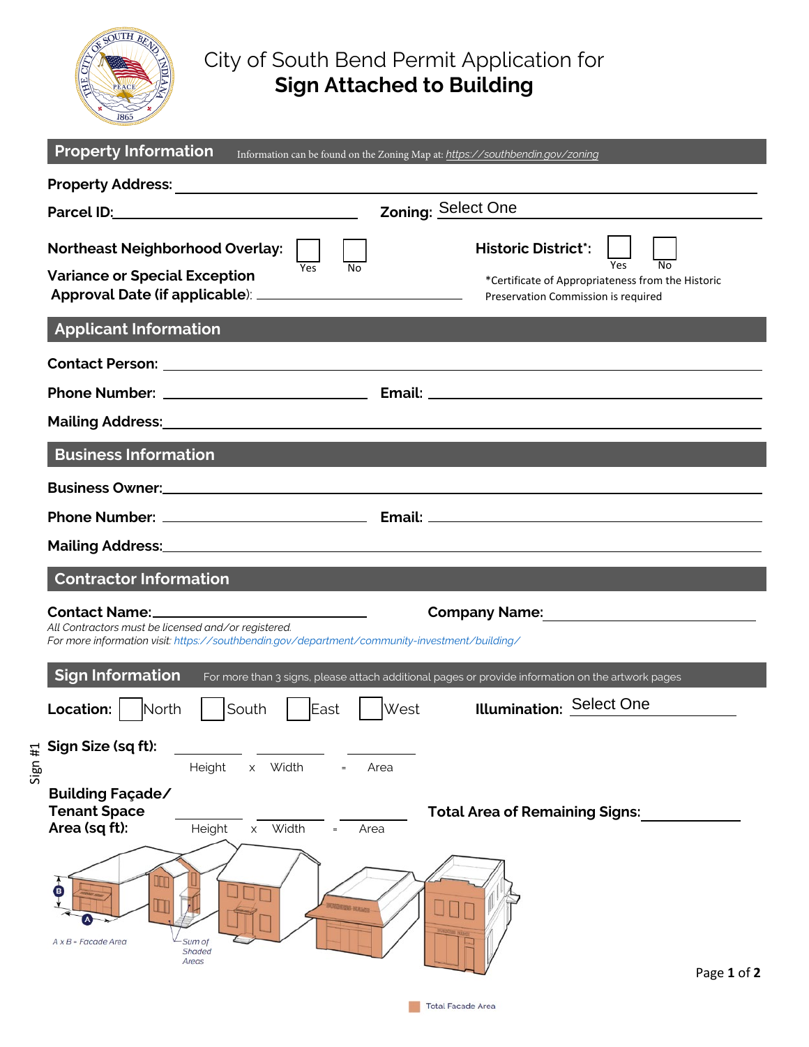# City of South Bend Permit Application for
# Sign Attached to Building

## Property Information

Information can be found on the Zoning Map at: https://southbendin.gov/zoning

**Property Address:** ______________________________

**Parcel ID:** ______________________ **Zoning:** Select One

**Northeast Neighborhood Overlay:** ☐ Yes ☐ No

**Historic District*:** ☐ Yes ☐ No

*Certificate of Appropriateness from the Historic Preservation Commission is required

**Variance or Special Exception Approval Date (if applicable):** ______________________

## Applicant Information

**Contact Person:** ______________________________

**Phone Number:** ______________________ **Email:** ______________________

**Mailing Address:** ______________________________

## Business Information

**Business Owner:** ______________________________

**Phone Number:** ______________________ **Email:** ______________________

**Mailing Address:** ______________________________

## Contractor Information

**Contact Name:** ______________________ **Company Name:** ______________________

*All Contractors must be licensed and/or registered.*

*For more information visit: https://southbendin.gov/department/community-investment/building/*

## Sign Information

For more than 3 signs, please attach additional pages or provide information on the artwork pages

Sign #1

**Location:** ☐ North ☐ South ☐ East ☐ West **Illumination:** Select One

**Sign Size (sq ft):** ________ x ________ = ________
Height x Width = Area

**Building Façade/ Tenant Space Area (sq ft):** ________ x ________ = ________
Height x Width = Area

**Total Area of Remaining Signs:** ______________

A x B = Facade Area

Sum of Shaded Areas

Total Facade Area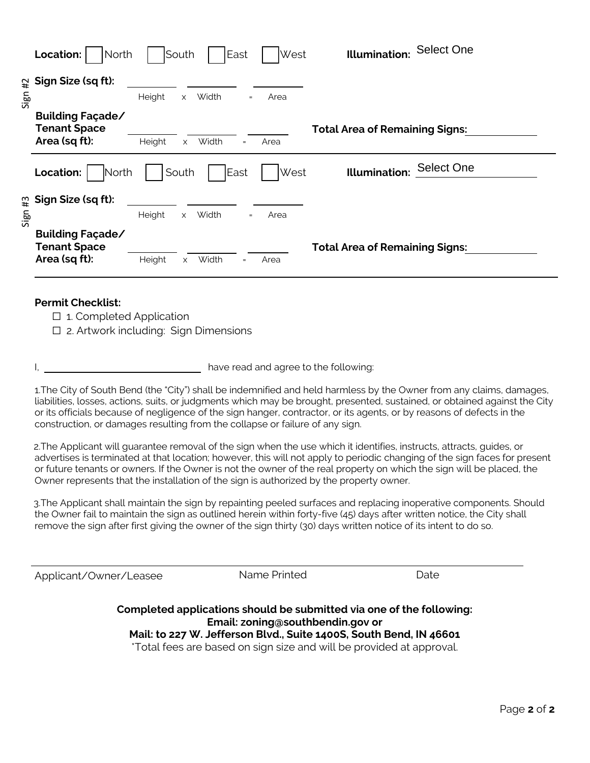**Sign #2**

**Location:** ☐ North ☐ South ☐ East ☐ West **Illumination:** Select One

**Sign Size (sq ft):** ________ Height x ________ Width = ________ Area

**Building Façade/ Tenant Space Area (sq ft):** ________ Height x ________ Width = ________ Area

**Total Area of Remaining Signs:** ____________

**Sign #3**

**Location:** ☐ North ☐ South ☐ East ☐ West **Illumination:** Select One

**Sign Size (sq ft):** ________ Height x ________ Width = ________ Area

**Building Façade/ Tenant Space Area (sq ft):** ________ Height x ________ Width = ________ Area

**Total Area of Remaining Signs:** ____________

**Permit Checklist:**

- ☐ 1. Completed Application
- ☐ 2. Artwork including: Sign Dimensions

I, ______________________________ have read and agree to the following:

1.The City of South Bend (the "City") shall be indemnified and held harmless by the Owner from any claims, damages, liabilities, losses, actions, suits, or judgments which may be brought, presented, sustained, or obtained against the City or its officials because of negligence of the sign hanger, contractor, or its agents, or by reasons of defects in the construction, or damages resulting from the collapse or failure of any sign.

2.The Applicant will guarantee removal of the sign when the use which it identifies, instructs, attracts, guides, or advertises is terminated at that location; however, this will not apply to periodic changing of the sign faces for present or future tenants or owners. If the Owner is not the owner of the real property on which the sign will be placed, the Owner represents that the installation of the sign is authorized by the property owner.

3.The Applicant shall maintain the sign by repainting peeled surfaces and replacing inoperative components. Should the Owner fail to maintain the sign as outlined herein within forty-five (45) days after written notice, the City shall remove the sign after first giving the owner of the sign thirty (30) days written notice of its intent to do so.

______________________________________________________________

Applicant/Owner/Leasee Name Printed Date

**Completed applications should be submitted via one of the following:**
**Email: zoning@southbendin.gov or**
**Mail: to 227 W. Jefferson Blvd., Suite 1400S, South Bend, IN 46601**

*Total fees are based on sign size and will be provided at approval.